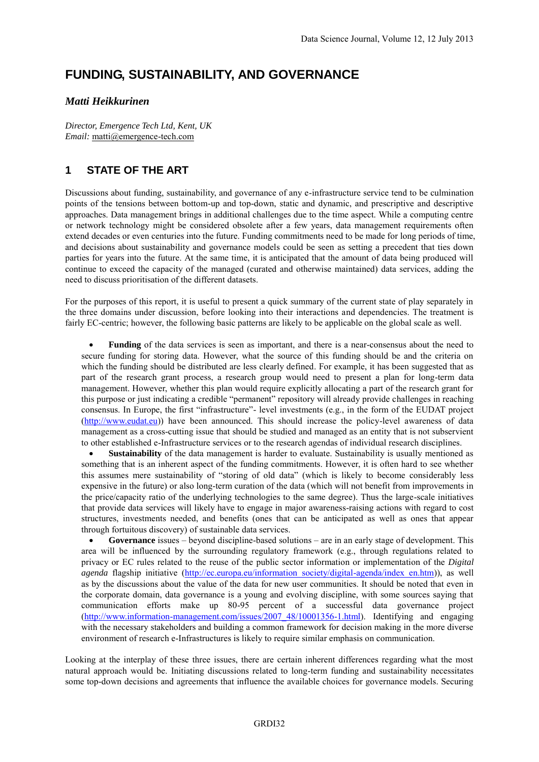# FUNDING, SUSTAINABILITY, AND GOVERNANCE

***Matti Heikkurinen***

*Director, Emergence Tech Ltd, Kent, UK*
*Email:* matti@emergence-tech.com

## 1 STATE OF THE ART

Discussions about funding, sustainability, and governance of any e-infrastructure service tend to be culmination points of the tensions between bottom-up and top-down, static and dynamic, and prescriptive and descriptive approaches. Data management brings in additional challenges due to the time aspect. While a computing centre or network technology might be considered obsolete after a few years, data management requirements often extend decades or even centuries into the future. Funding commitments need to be made for long periods of time, and decisions about sustainability and governance models could be seen as setting a precedent that ties down parties for years into the future. At the same time, it is anticipated that the amount of data being produced will continue to exceed the capacity of the managed (curated and otherwise maintained) data services, adding the need to discuss prioritisation of the different datasets.

For the purposes of this report, it is useful to present a quick summary of the current state of play separately in the three domains under discussion, before looking into their interactions and dependencies. The treatment is fairly EC-centric; however, the following basic patterns are likely to be applicable on the global scale as well.

- **Funding** of the data services is seen as important, and there is a near-consensus about the need to secure funding for storing data. However, what the source of this funding should be and the criteria on which the funding should be distributed are less clearly defined. For example, it has been suggested that as part of the research grant process, a research group would need to present a plan for long-term data management. However, whether this plan would require explicitly allocating a part of the research grant for this purpose or just indicating a credible "permanent" repository will already provide challenges in reaching consensus. In Europe, the first "infrastructure"- level investments (e.g., in the form of the EUDAT project (http://www.eudat.eu)) have been announced. This should increase the policy-level awareness of data management as a cross-cutting issue that should be studied and managed as an entity that is not subservient to other established e-Infrastructure services or to the research agendas of individual research disciplines.
- **Sustainability** of the data management is harder to evaluate. Sustainability is usually mentioned as something that is an inherent aspect of the funding commitments. However, it is often hard to see whether this assumes mere sustainability of "storing of old data" (which is likely to become considerably less expensive in the future) or also long-term curation of the data (which will not benefit from improvements in the price/capacity ratio of the underlying technologies to the same degree). Thus the large-scale initiatives that provide data services will likely have to engage in major awareness-raising actions with regard to cost structures, investments needed, and benefits (ones that can be anticipated as well as ones that appear through fortuitous discovery) of sustainable data services.
- **Governance** issues – beyond discipline-based solutions – are in an early stage of development. This area will be influenced by the surrounding regulatory framework (e.g., through regulations related to privacy or EC rules related to the reuse of the public sector information or implementation of the *Digital agenda* flagship initiative (http://ec.europa.eu/information_society/digital-agenda/index_en.htm)), as well as by the discussions about the value of the data for new user communities. It should be noted that even in the corporate domain, data governance is a young and evolving discipline, with some sources saying that communication efforts make up 80-95 percent of a successful data governance project (http://www.information-management.com/issues/2007_48/10001356-1.html). Identifying and engaging with the necessary stakeholders and building a common framework for decision making in the more diverse environment of research e-Infrastructures is likely to require similar emphasis on communication.

Looking at the interplay of these three issues, there are certain inherent differences regarding what the most natural approach would be. Initiating discussions related to long-term funding and sustainability necessitates some top-down decisions and agreements that influence the available choices for governance models. Securing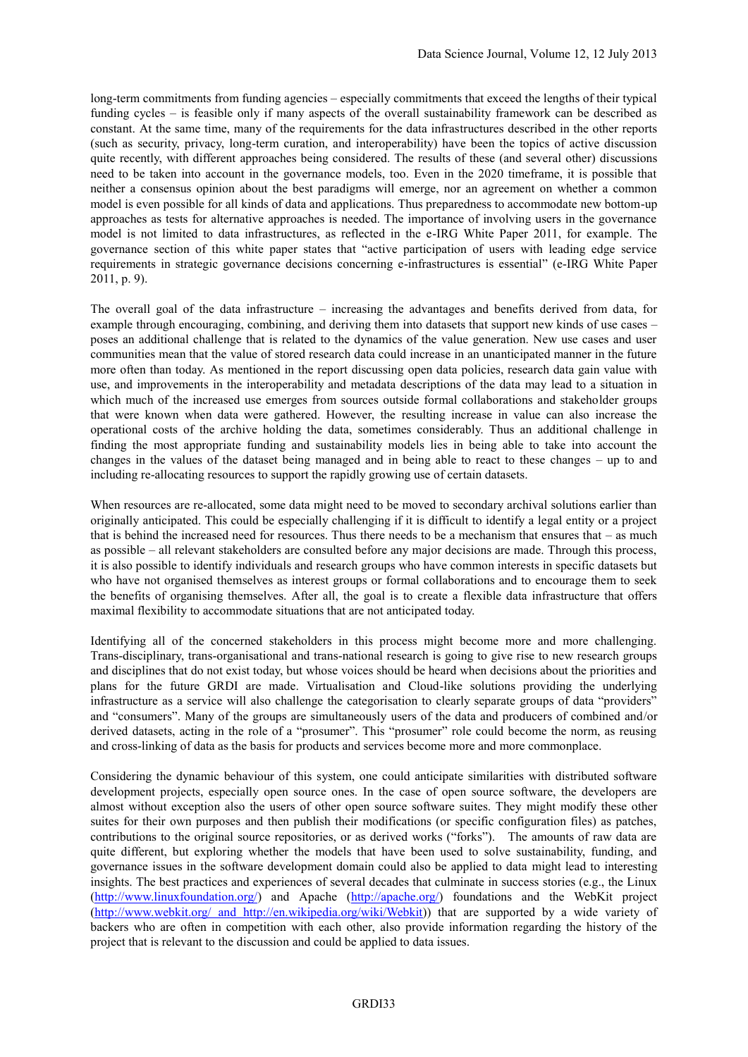long-term commitments from funding agencies – especially commitments that exceed the lengths of their typical funding cycles – is feasible only if many aspects of the overall sustainability framework can be described as constant. At the same time, many of the requirements for the data infrastructures described in the other reports (such as security, privacy, long-term curation, and interoperability) have been the topics of active discussion quite recently, with different approaches being considered. The results of these (and several other) discussions need to be taken into account in the governance models, too. Even in the 2020 timeframe, it is possible that neither a consensus opinion about the best paradigms will emerge, nor an agreement on whether a common model is even possible for all kinds of data and applications. Thus preparedness to accommodate new bottom-up approaches as tests for alternative approaches is needed. The importance of involving users in the governance model is not limited to data infrastructures, as reflected in the e-IRG White Paper 2011, for example. The governance section of this white paper states that "active participation of users with leading edge service requirements in strategic governance decisions concerning e-infrastructures is essential" (e-IRG White Paper 2011, p. 9).

The overall goal of the data infrastructure – increasing the advantages and benefits derived from data, for example through encouraging, combining, and deriving them into datasets that support new kinds of use cases – poses an additional challenge that is related to the dynamics of the value generation. New use cases and user communities mean that the value of stored research data could increase in an unanticipated manner in the future more often than today. As mentioned in the report discussing open data policies, research data gain value with use, and improvements in the interoperability and metadata descriptions of the data may lead to a situation in which much of the increased use emerges from sources outside formal collaborations and stakeholder groups that were known when data were gathered. However, the resulting increase in value can also increase the operational costs of the archive holding the data, sometimes considerably. Thus an additional challenge in finding the most appropriate funding and sustainability models lies in being able to take into account the changes in the values of the dataset being managed and in being able to react to these changes – up to and including re-allocating resources to support the rapidly growing use of certain datasets.

When resources are re-allocated, some data might need to be moved to secondary archival solutions earlier than originally anticipated. This could be especially challenging if it is difficult to identify a legal entity or a project that is behind the increased need for resources. Thus there needs to be a mechanism that ensures that – as much as possible – all relevant stakeholders are consulted before any major decisions are made. Through this process, it is also possible to identify individuals and research groups who have common interests in specific datasets but who have not organised themselves as interest groups or formal collaborations and to encourage them to seek the benefits of organising themselves. After all, the goal is to create a flexible data infrastructure that offers maximal flexibility to accommodate situations that are not anticipated today.

Identifying all of the concerned stakeholders in this process might become more and more challenging. Trans-disciplinary, trans-organisational and trans-national research is going to give rise to new research groups and disciplines that do not exist today, but whose voices should be heard when decisions about the priorities and plans for the future GRDI are made. Virtualisation and Cloud-like solutions providing the underlying infrastructure as a service will also challenge the categorisation to clearly separate groups of data "providers" and "consumers". Many of the groups are simultaneously users of the data and producers of combined and/or derived datasets, acting in the role of a "prosumer". This "prosumer" role could become the norm, as reusing and cross-linking of data as the basis for products and services become more and more commonplace.

Considering the dynamic behaviour of this system, one could anticipate similarities with distributed software development projects, especially open source ones. In the case of open source software, the developers are almost without exception also the users of other open source software suites. They might modify these other suites for their own purposes and then publish their modifications (or specific configuration files) as patches, contributions to the original source repositories, or as derived works ("forks"). The amounts of raw data are quite different, but exploring whether the models that have been used to solve sustainability, funding, and governance issues in the software development domain could also be applied to data might lead to interesting insights. The best practices and experiences of several decades that culminate in success stories (e.g., the Linux (http://www.linuxfoundation.org/) and Apache (http://apache.org/) foundations and the WebKit project (http://www.webkit.org/ and http://en.wikipedia.org/wiki/Webkit)) that are supported by a wide variety of backers who are often in competition with each other, also provide information regarding the history of the project that is relevant to the discussion and could be applied to data issues.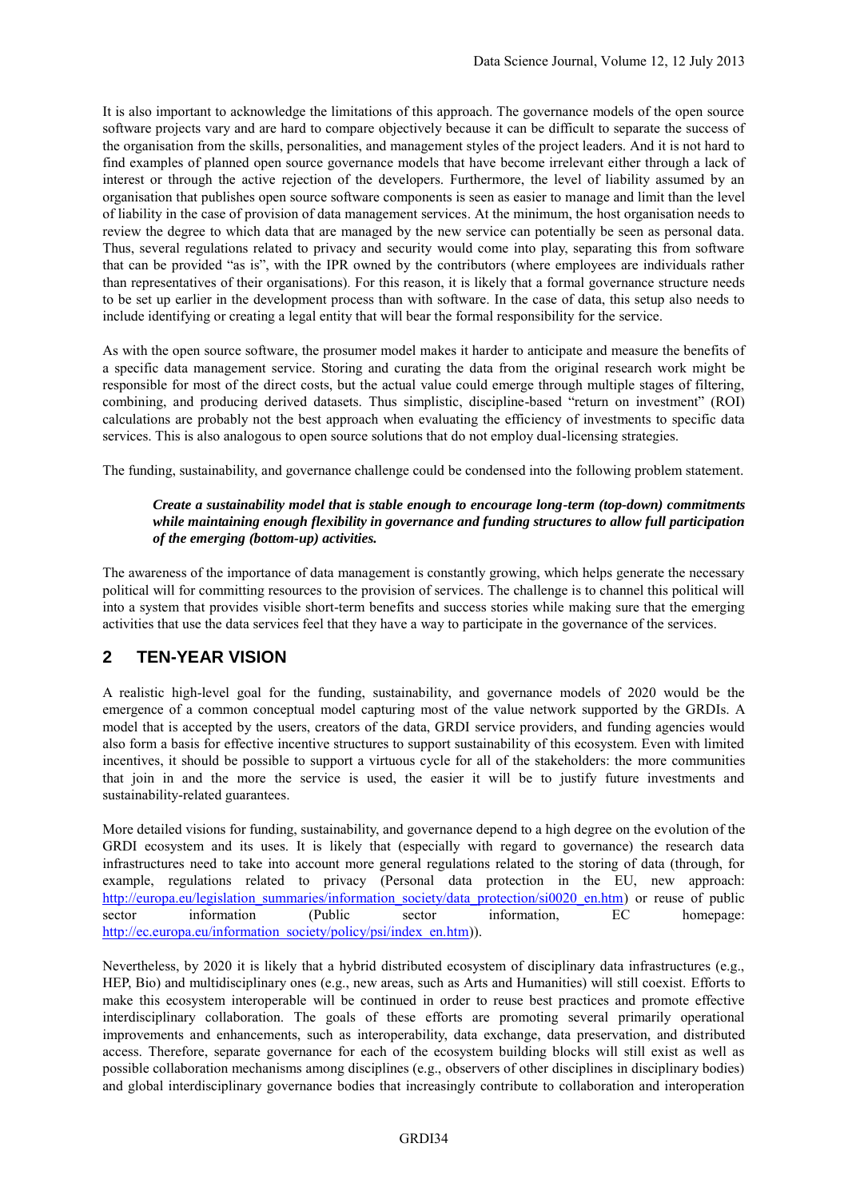It is also important to acknowledge the limitations of this approach. The governance models of the open source software projects vary and are hard to compare objectively because it can be difficult to separate the success of the organisation from the skills, personalities, and management styles of the project leaders. And it is not hard to find examples of planned open source governance models that have become irrelevant either through a lack of interest or through the active rejection of the developers. Furthermore, the level of liability assumed by an organisation that publishes open source software components is seen as easier to manage and limit than the level of liability in the case of provision of data management services. At the minimum, the host organisation needs to review the degree to which data that are managed by the new service can potentially be seen as personal data. Thus, several regulations related to privacy and security would come into play, separating this from software that can be provided "as is", with the IPR owned by the contributors (where employees are individuals rather than representatives of their organisations). For this reason, it is likely that a formal governance structure needs to be set up earlier in the development process than with software. In the case of data, this setup also needs to include identifying or creating a legal entity that will bear the formal responsibility for the service.

As with the open source software, the prosumer model makes it harder to anticipate and measure the benefits of a specific data management service. Storing and curating the data from the original research work might be responsible for most of the direct costs, but the actual value could emerge through multiple stages of filtering, combining, and producing derived datasets. Thus simplistic, discipline-based "return on investment" (ROI) calculations are probably not the best approach when evaluating the efficiency of investments to specific data services. This is also analogous to open source solutions that do not employ dual-licensing strategies.

The funding, sustainability, and governance challenge could be condensed into the following problem statement.

> ***Create a sustainability model that is stable enough to encourage long-term (top-down) commitments while maintaining enough flexibility in governance and funding structures to allow full participation of the emerging (bottom-up) activities.***

The awareness of the importance of data management is constantly growing, which helps generate the necessary political will for committing resources to the provision of services. The challenge is to channel this political will into a system that provides visible short-term benefits and success stories while making sure that the emerging activities that use the data services feel that they have a way to participate in the governance of the services.

## 2 TEN-YEAR VISION

A realistic high-level goal for the funding, sustainability, and governance models of 2020 would be the emergence of a common conceptual model capturing most of the value network supported by the GRDIs. A model that is accepted by the users, creators of the data, GRDI service providers, and funding agencies would also form a basis for effective incentive structures to support sustainability of this ecosystem. Even with limited incentives, it should be possible to support a virtuous cycle for all of the stakeholders: the more communities that join in and the more the service is used, the easier it will be to justify future investments and sustainability-related guarantees.

More detailed visions for funding, sustainability, and governance depend to a high degree on the evolution of the GRDI ecosystem and its uses. It is likely that (especially with regard to governance) the research data infrastructures need to take into account more general regulations related to the storing of data (through, for example, regulations related to privacy (Personal data protection in the EU, new approach: http://europa.eu/legislation_summaries/information_society/data_protection/si0020_en.htm) or reuse of public sector information (Public sector information, EC homepage: http://ec.europa.eu/information_society/policy/psi/index_en.htm)).

Nevertheless, by 2020 it is likely that a hybrid distributed ecosystem of disciplinary data infrastructures (e.g., HEP, Bio) and multidisciplinary ones (e.g., new areas, such as Arts and Humanities) will still coexist. Efforts to make this ecosystem interoperable will be continued in order to reuse best practices and promote effective interdisciplinary collaboration. The goals of these efforts are promoting several primarily operational improvements and enhancements, such as interoperability, data exchange, data preservation, and distributed access. Therefore, separate governance for each of the ecosystem building blocks will still exist as well as possible collaboration mechanisms among disciplines (e.g., observers of other disciplines in disciplinary bodies) and global interdisciplinary governance bodies that increasingly contribute to collaboration and interoperation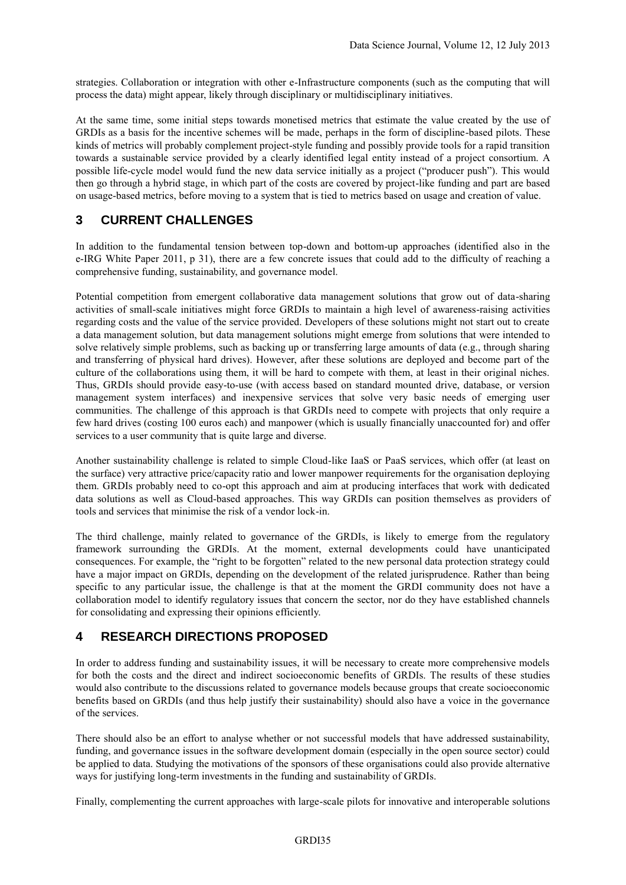strategies. Collaboration or integration with other e-Infrastructure components (such as the computing that will process the data) might appear, likely through disciplinary or multidisciplinary initiatives.

At the same time, some initial steps towards monetised metrics that estimate the value created by the use of GRDIs as a basis for the incentive schemes will be made, perhaps in the form of discipline-based pilots. These kinds of metrics will probably complement project-style funding and possibly provide tools for a rapid transition towards a sustainable service provided by a clearly identified legal entity instead of a project consortium. A possible life-cycle model would fund the new data service initially as a project ("producer push"). This would then go through a hybrid stage, in which part of the costs are covered by project-like funding and part are based on usage-based metrics, before moving to a system that is tied to metrics based on usage and creation of value.

## 3 CURRENT CHALLENGES

In addition to the fundamental tension between top-down and bottom-up approaches (identified also in the e-IRG White Paper 2011, p 31), there are a few concrete issues that could add to the difficulty of reaching a comprehensive funding, sustainability, and governance model.

Potential competition from emergent collaborative data management solutions that grow out of data-sharing activities of small-scale initiatives might force GRDIs to maintain a high level of awareness-raising activities regarding costs and the value of the service provided. Developers of these solutions might not start out to create a data management solution, but data management solutions might emerge from solutions that were intended to solve relatively simple problems, such as backing up or transferring large amounts of data (e.g., through sharing and transferring of physical hard drives). However, after these solutions are deployed and become part of the culture of the collaborations using them, it will be hard to compete with them, at least in their original niches. Thus, GRDIs should provide easy-to-use (with access based on standard mounted drive, database, or version management system interfaces) and inexpensive services that solve very basic needs of emerging user communities. The challenge of this approach is that GRDIs need to compete with projects that only require a few hard drives (costing 100 euros each) and manpower (which is usually financially unaccounted for) and offer services to a user community that is quite large and diverse.

Another sustainability challenge is related to simple Cloud-like IaaS or PaaS services, which offer (at least on the surface) very attractive price/capacity ratio and lower manpower requirements for the organisation deploying them. GRDIs probably need to co-opt this approach and aim at producing interfaces that work with dedicated data solutions as well as Cloud-based approaches. This way GRDIs can position themselves as providers of tools and services that minimise the risk of a vendor lock-in.

The third challenge, mainly related to governance of the GRDIs, is likely to emerge from the regulatory framework surrounding the GRDIs. At the moment, external developments could have unanticipated consequences. For example, the "right to be forgotten" related to the new personal data protection strategy could have a major impact on GRDIs, depending on the development of the related jurisprudence. Rather than being specific to any particular issue, the challenge is that at the moment the GRDI community does not have a collaboration model to identify regulatory issues that concern the sector, nor do they have established channels for consolidating and expressing their opinions efficiently.

## 4 RESEARCH DIRECTIONS PROPOSED

In order to address funding and sustainability issues, it will be necessary to create more comprehensive models for both the costs and the direct and indirect socioeconomic benefits of GRDIs. The results of these studies would also contribute to the discussions related to governance models because groups that create socioeconomic benefits based on GRDIs (and thus help justify their sustainability) should also have a voice in the governance of the services.

There should also be an effort to analyse whether or not successful models that have addressed sustainability, funding, and governance issues in the software development domain (especially in the open source sector) could be applied to data. Studying the motivations of the sponsors of these organisations could also provide alternative ways for justifying long-term investments in the funding and sustainability of GRDIs.

Finally, complementing the current approaches with large-scale pilots for innovative and interoperable solutions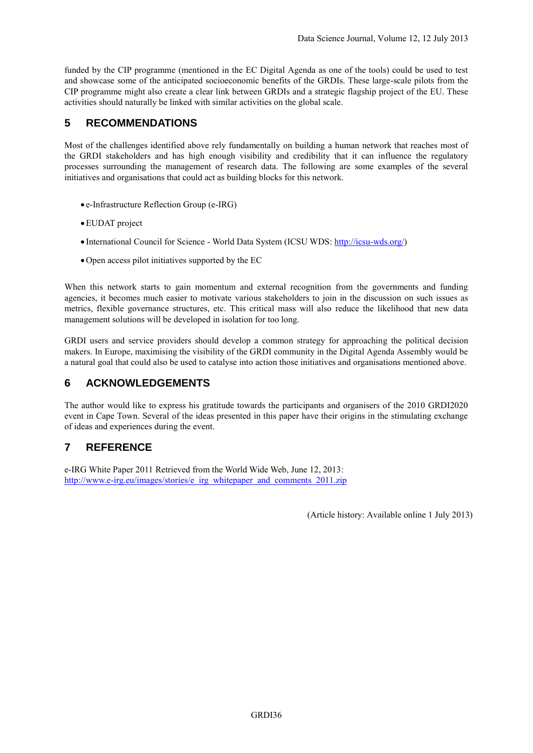funded by the CIP programme (mentioned in the EC Digital Agenda as one of the tools) could be used to test and showcase some of the anticipated socioeconomic benefits of the GRDIs. These large-scale pilots from the CIP programme might also create a clear link between GRDIs and a strategic flagship project of the EU. These activities should naturally be linked with similar activities on the global scale.

## 5 RECOMMENDATIONS

Most of the challenges identified above rely fundamentally on building a human network that reaches most of the GRDI stakeholders and has high enough visibility and credibility that it can influence the regulatory processes surrounding the management of research data. The following are some examples of the several initiatives and organisations that could act as building blocks for this network.

- e-Infrastructure Reflection Group (e-IRG)
- EUDAT project
- International Council for Science - World Data System (ICSU WDS: http://icsu-wds.org/)
- Open access pilot initiatives supported by the EC

When this network starts to gain momentum and external recognition from the governments and funding agencies, it becomes much easier to motivate various stakeholders to join in the discussion on such issues as metrics, flexible governance structures, etc. This critical mass will also reduce the likelihood that new data management solutions will be developed in isolation for too long.

GRDI users and service providers should develop a common strategy for approaching the political decision makers. In Europe, maximising the visibility of the GRDI community in the Digital Agenda Assembly would be a natural goal that could also be used to catalyse into action those initiatives and organisations mentioned above.

## 6 ACKNOWLEDGEMENTS

The author would like to express his gratitude towards the participants and organisers of the 2010 GRDI2020 event in Cape Town. Several of the ideas presented in this paper have their origins in the stimulating exchange of ideas and experiences during the event.

## 7 REFERENCE

e-IRG White Paper 2011 Retrieved from the World Wide Web, June 12, 2013:
http://www.e-irg.eu/images/stories/e_irg_whitepaper_and_comments_2011.zip

(Article history: Available online 1 July 2013)